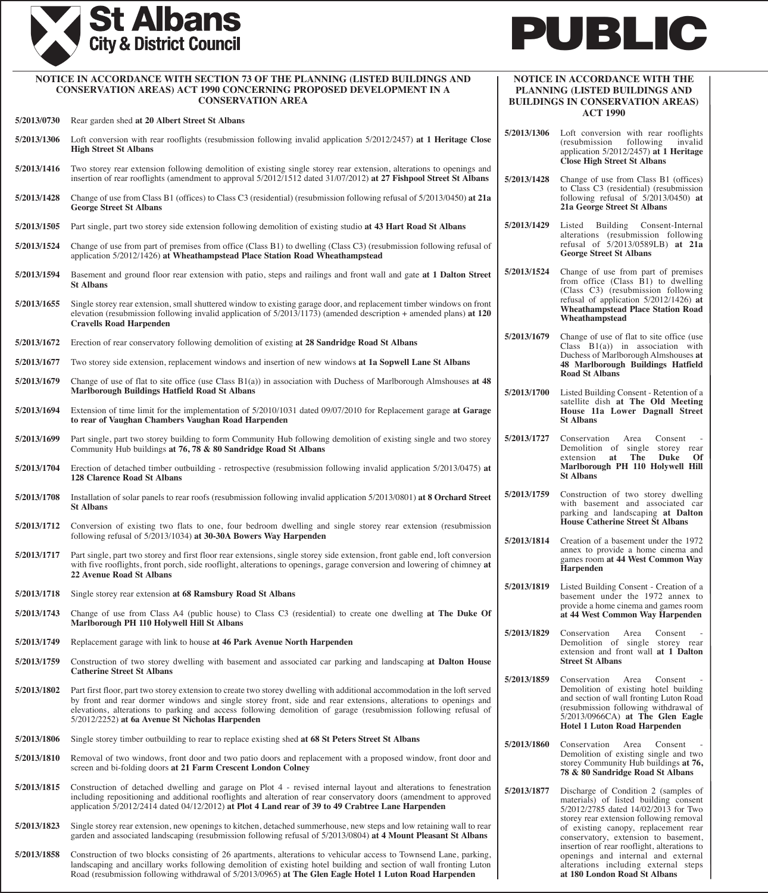# St Albans City & District Council

# PUBLIC

## NOTICE IN ACCORDANCE WITH SECTION 73 OF THE PLANNING (LISTED BUILDINGS AND CONSERVATION AREAS) ACT 1990 CONCERNING PROPOSED DEVELOPMENT IN A CONSERVATION AREA

**5/2013/0730** Rear garden shed **at 20 Albert Street St Albans**

**5/2013/1306** Loft conversion with rear rooflights (resubmission following invalid application 5/2012/2457) **at 1 Heritage Close High Street St Albans**

**5/2013/1416** Two storey rear extension following demolition of existing single storey rear extension, alterations to openings and insertion of rear rooflights (amendment to approval 5/2012/1512 dated 31/07/2012) **at 27 Fishpool Street St Albans**

**5/2013/1428** Change of use from Class B1 (offices) to Class C3 (residential) (resubmission following refusal of 5/2013/0450) **at 21a George Street St Albans**

**5/2013/1505** Part single, part two storey side extension following demolition of existing studio **at 43 Hart Road St Albans**

**5/2013/1524** Change of use from part of premises from office (Class B1) to dwelling (Class C3) (resubmission following refusal of application 5/2012/1426) **at Wheathampstead Place Station Road Wheathampstead**

**5/2013/1594** Basement and ground floor rear extension with patio, steps and railings and front wall and gate **at 1 Dalton Street St Albans**

**5/2013/1655** Single storey rear extension, small shuttered window to existing garage door, and replacement timber windows on front elevation (resubmission following invalid application of 5/2013/1173) (amended description + amended plans) **at 120 Cravells Road Harpenden**

**5/2013/1672** Erection of rear conservatory following demolition of existing **at 28 Sandridge Road St Albans**

**5/2013/1677** Two storey side extension, replacement windows and insertion of new windows **at 1a Sopwell Lane St Albans**

**5/2013/1679** Change of use of flat to site office (use Class B1(a)) in association with Duchess of Marlborough Almshouses **at 48 Marlborough Buildings Hatfield Road St Albans**

**5/2013/1694** Extension of time limit for the implementation of 5/2010/1031 dated 09/07/2010 for Replacement garage **at Garage to rear of Vaughan Chambers Vaughan Road Harpenden**

**5/2013/1699** Part single, part two storey building to form Community Hub following demolition of existing single and two storey Community Hub buildings **at 76, 78 & 80 Sandridge Road St Albans**

**5/2013/1704** Erection of detached timber outbuilding - retrospective (resubmission following invalid application 5/2013/0475) **at 128 Clarence Road St Albans**

**5/2013/1708** Installation of solar panels to rear roofs (resubmission following invalid application 5/2013/0801) **at 8 Orchard Street St Albans**

**5/2013/1712** Conversion of existing two flats to one, four bedroom dwelling and single storey rear extension (resubmission following refusal of 5/2013/1034) **at 30-30A Bowers Way Harpenden**

**5/2013/1717** Part single, part two storey and first floor rear extensions, single storey side extension, front gable end, loft conversion with five rooflights, front porch, side rooflight, alterations to openings, garage conversion and lowering of chimney **at 22 Avenue Road St Albans**

**5/2013/1718** Single storey rear extension **at 68 Ramsbury Road St Albans**

**5/2013/1743** Change of use from Class A4 (public house) to Class C3 (residential) to create one dwelling **at The Duke Of Marlborough PH 110 Holywell Hill St Albans**

**5/2013/1749** Replacement garage with link to house **at 46 Park Avenue North Harpenden**

**5/2013/1759** Construction of two storey dwelling with basement and associated car parking and landscaping **at Dalton House Catherine Street St Albans**

**5/2013/1802** Part first floor, part two storey extension to create two storey dwelling with additional accommodation in the loft served by front and rear dormer windows and single storey front, side and rear extensions, alterations to openings and elevations, alterations to parking and access following demolition of garage (resubmission following refusal of 5/2012/2252) **at 6a Avenue St Nicholas Harpenden**

**5/2013/1806** Single storey timber outbuilding to rear to replace existing shed **at 68 St Peters Street St Albans**

**5/2013/1810** Removal of two windows, front door and two patio doors and replacement with a proposed window, front door and screen and bi-folding doors **at 21 Farm Crescent London Colney**

**5/2013/1815** Construction of detached dwelling and garage on Plot 4 - revised internal layout and alterations to fenestration including repositioning and additional rooflights and alteration of rear conservatory doors (amendment to approved application 5/2012/2414 dated 04/12/2012) **at Plot 4 Land rear of 39 to 49 Crabtree Lane Harpenden**

**5/2013/1823** Single storey rear extension, new openings to kitchen, detached summerhouse, new steps and low retaining wall to rear garden and associated landscaping (resubmission following refusal of 5/2013/0804) **at 4 Mount Pleasant St Albans**

**5/2013/1858** Construction of two blocks consisting of 26 apartments, alterations to vehicular access to Townsend Lane, parking, landscaping and ancillary works following demolition of existing hotel building and section of wall fronting Luton Road (resubmission following withdrawal of 5/2013/0965) **at The Glen Eagle Hotel 1 Luton Road Harpenden**

## NOTICE IN ACCORDANCE WITH THE PLANNING (LISTED BUILDINGS AND BUILDINGS IN CONSERVATION AREAS) ACT 1990

**5/2013/1306** Loft conversion with rear rooflights (resubmission following invalid application 5/2012/2457) **at 1 Heritage Close High Street St Albans**

**5/2013/1428** Change of use from Class B1 (offices) to Class C3 (residential) (resubmission following refusal of 5/2013/0450) **at 21a George Street St Albans**

**5/2013/1429** Listed Building Consent-Internal alterations (resubmission following refusal of 5/2013/0589LB) **at 21a George Street St Albans**

**5/2013/1524** Change of use from part of premises from office (Class B1) to dwelling (Class C3) (resubmission following refusal of application 5/2012/1426) **at Wheathampstead Place Station Road Wheathampstead**

**5/2013/1679** Change of use of flat to site office (use Class B1(a)) in association with Duchess of Marlborough Almshouses **at 48 Marlborough Buildings Hatfield Road St Albans**

**5/2013/1700** Listed Building Consent - Retention of a satellite dish **at The Old Meeting House 11a Lower Dagnall Street St Albans**

**5/2013/1727** Conservation Area Consent - Demolition of single storey rear extension **at The Duke Of Marlborough PH 110 Holywell Hill St Albans**

**5/2013/1759** Construction of two storey dwelling with basement and associated car parking and landscaping **at Dalton House Catherine Street St Albans**

**5/2013/1814** Creation of a basement under the 1972 annex to provide a home cinema and games room **at 44 West Common Way Harpenden**

**5/2013/1819** Listed Building Consent - Creation of a basement under the 1972 annex to provide a home cinema and games room **at 44 West Common Way Harpenden**

**5/2013/1829** Conservation Area Consent - Demolition of single storey rear extension and front wall **at 1 Dalton Street St Albans**

**5/2013/1859** Conservation Area Consent - Demolition of existing hotel building and section of wall fronting Luton Road (resubmission following withdrawal of 5/2013/0966CA) **at The Glen Eagle Hotel 1 Luton Road Harpenden**

**5/2013/1860** Conservation Area Consent - Demolition of existing single and two storey Community Hub buildings **at 76, 78 & 80 Sandridge Road St Albans**

**5/2013/1877** Discharge of Condition 2 (samples of materials) of listed building consent 5/2012/2785 dated 14/02/2013 for Two storey rear extension following removal of existing canopy, replacement rear conservatory, extension to basement, insertion of rear rooflight, alterations to openings and internal and external alterations including external steps **at 180 London Road St Albans**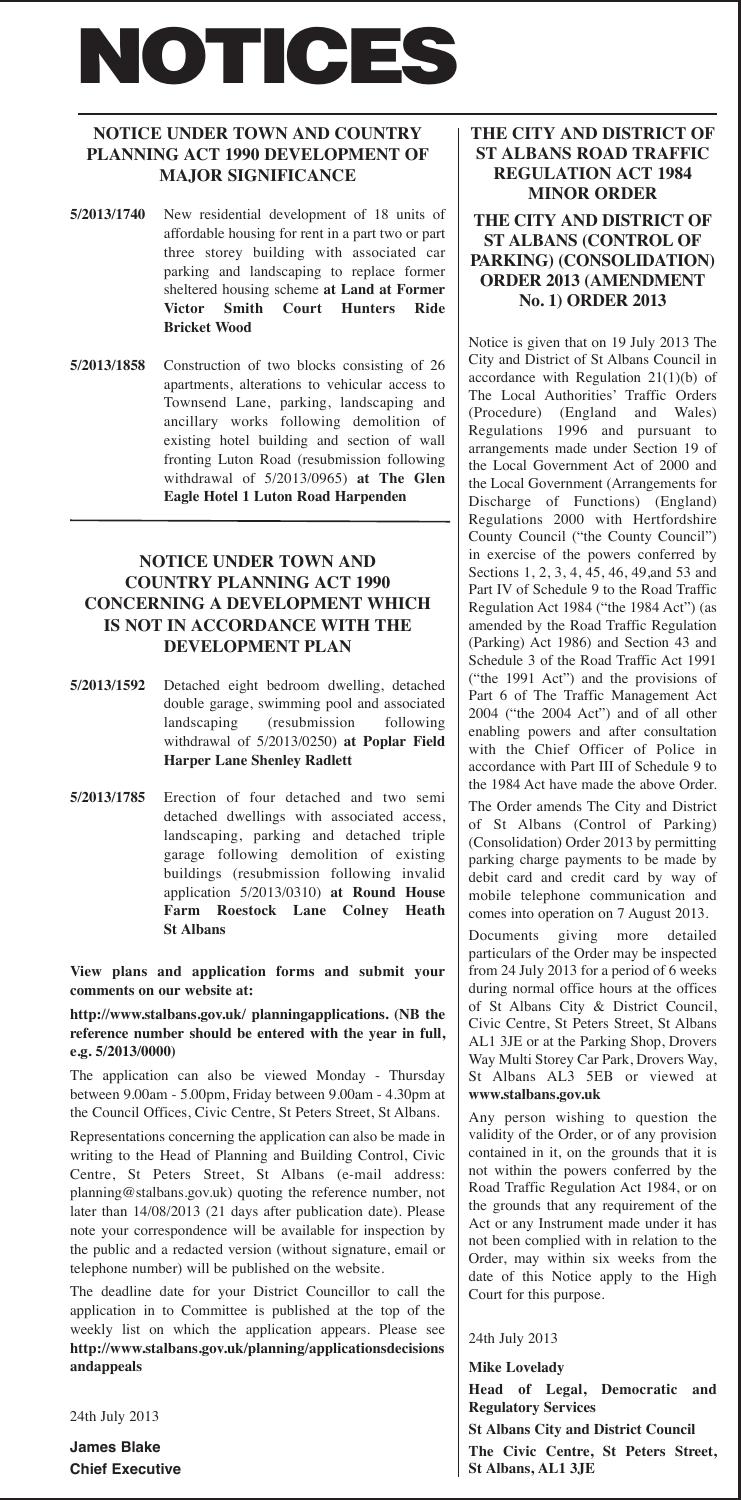# NOTICES

## NOTICE UNDER TOWN AND COUNTRY PLANNING ACT 1990 DEVELOPMENT OF MAJOR SIGNIFICANCE

**5/2013/1740** New residential development of 18 units of affordable housing for rent in a part two or part three storey building with associated car parking and landscaping to replace former sheltered housing scheme **at Land at Former Victor Smith Court Hunters Ride Bricket Wood**

**5/2013/1858** Construction of two blocks consisting of 26 apartments, alterations to vehicular access to Townsend Lane, parking, landscaping and ancillary works following demolition of existing hotel building and section of wall fronting Luton Road (resubmission following withdrawal of 5/2013/0965) **at The Glen Eagle Hotel 1 Luton Road Harpenden**

## NOTICE UNDER TOWN AND COUNTRY PLANNING ACT 1990 CONCERNING A DEVELOPMENT WHICH IS NOT IN ACCORDANCE WITH THE DEVELOPMENT PLAN

**5/2013/1592** Detached eight bedroom dwelling, detached double garage, swimming pool and associated landscaping (resubmission following withdrawal of 5/2013/0250) **at Poplar Field Harper Lane Shenley Radlett**

**5/2013/1785** Erection of four detached and two semi detached dwellings with associated access, landscaping, parking and detached triple garage following demolition of existing buildings (resubmission following invalid application 5/2013/0310) **at Round House Farm Roestock Lane Colney Heath St Albans**

**View plans and application forms and submit your comments on our website at:**

**http://www.stalbans.gov.uk/ planningapplications. (NB the reference number should be entered with the year in full, e.g. 5/2013/0000)**

The application can also be viewed Monday - Thursday between 9.00am - 5.00pm, Friday between 9.00am - 4.30pm at the Council Offices, Civic Centre, St Peters Street, St Albans.

Representations concerning the application can also be made in writing to the Head of Planning and Building Control, Civic Centre, St Peters Street, St Albans (e-mail address: planning@stalbans.gov.uk) quoting the reference number, not later than 14/08/2013 (21 days after publication date). Please note your correspondence will be available for inspection by the public and a redacted version (without signature, email or telephone number) will be published on the website.

The deadline date for your District Councillor to call the application in to Committee is published at the top of the weekly list on which the application appears. Please see **http://www.stalbans.gov.uk/planning/applicationsdecisionsandappeals**

24th July 2013

**James Blake**
**Chief Executive**

## THE CITY AND DISTRICT OF ST ALBANS ROAD TRAFFIC REGULATION ACT 1984 MINOR ORDER

## THE CITY AND DISTRICT OF ST ALBANS (CONTROL OF PARKING) (CONSOLIDATION) ORDER 2013 (AMENDMENT No. 1) ORDER 2013

Notice is given that on 19 July 2013 The City and District of St Albans Council in accordance with Regulation 21(1)(b) of The Local Authorities' Traffic Orders (Procedure) (England and Wales) Regulations 1996 and pursuant to arrangements made under Section 19 of the Local Government Act of 2000 and the Local Government (Arrangements for Discharge of Functions) (England) Regulations 2000 with Hertfordshire County Council ("the County Council") in exercise of the powers conferred by Sections 1, 2, 3, 4, 45, 46, 49,and 53 and Part IV of Schedule 9 to the Road Traffic Regulation Act 1984 ("the 1984 Act") (as amended by the Road Traffic Regulation (Parking) Act 1986) and Section 43 and Schedule 3 of the Road Traffic Act 1991 ("the 1991 Act") and the provisions of Part 6 of The Traffic Management Act 2004 ("the 2004 Act") and of all other enabling powers and after consultation with the Chief Officer of Police in accordance with Part III of Schedule 9 to the 1984 Act have made the above Order.

The Order amends The City and District of St Albans (Control of Parking) (Consolidation) Order 2013 by permitting parking charge payments to be made by debit card and credit card by way of mobile telephone communication and comes into operation on 7 August 2013.

Documents giving more detailed particulars of the Order may be inspected from 24 July 2013 for a period of 6 weeks during normal office hours at the offices of St Albans City & District Council, Civic Centre, St Peters Street, St Albans AL1 3JE or at the Parking Shop, Drovers Way Multi Storey Car Park, Drovers Way, St Albans AL3 5EB or viewed at **www.stalbans.gov.uk**

Any person wishing to question the validity of the Order, or of any provision contained in it, on the grounds that it is not within the powers conferred by the Road Traffic Regulation Act 1984, or on the grounds that any requirement of the Act or any Instrument made under it has not been complied with in relation to the Order, may within six weeks from the date of this Notice apply to the High Court for this purpose.

24th July 2013

**Mike Lovelady**

**Head of Legal, Democratic and Regulatory Services**

**St Albans City and District Council**

**The Civic Centre, St Peters Street, St Albans, AL1 3JE**